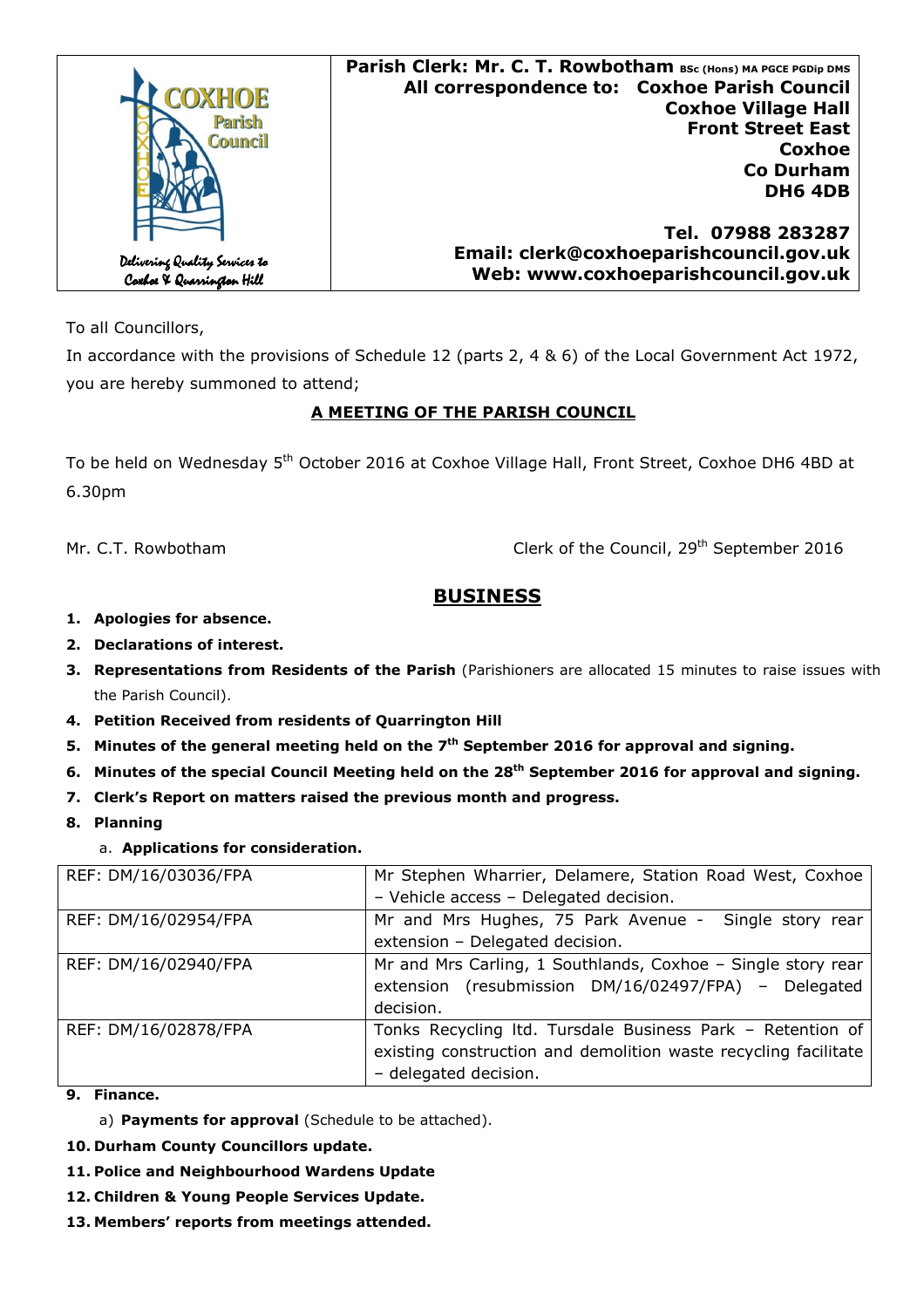COXHOE Parish Council

Delivering Quality Services to Coxhoe & Quarrington Hill

**Parish Clerk: Mr. C. T. Rowbotham** BSc (Hons) MA PGCE PGDip DMS
**All correspondence to: Coxhoe Parish Council**
**Coxhoe Village Hall**
**Front Street East**
**Coxhoe**
**Co Durham**
**DH6 4DB**

**Tel. 07988 283287**
**Email: clerk@coxhoeparishcouncil.gov.uk**
**Web: www.coxhoeparishcouncil.gov.uk**

To all Councillors,

In accordance with the provisions of Schedule 12 (parts 2, 4 & 6) of the Local Government Act 1972, you are hereby summoned to attend;

**A MEETING OF THE PARISH COUNCIL**

To be held on Wednesday 5th October 2016 at Coxhoe Village Hall, Front Street, Coxhoe DH6 4BD at 6.30pm

Mr. C.T. Rowbotham — Clerk of the Council, 29th September 2016

## BUSINESS

1. **Apologies for absence.**
2. **Declarations of interest.**
3. **Representations from Residents of the Parish** (Parishioners are allocated 15 minutes to raise issues with the Parish Council).
4. **Petition Received from residents of Quarrington Hill**
5. **Minutes of the general meeting held on the 7th September 2016 for approval and signing.**
6. **Minutes of the special Council Meeting held on the 28th September 2016 for approval and signing.**
7. **Clerk's Report on matters raised the previous month and progress.**
8. **Planning**
   a. **Applications for consideration.**

| REF | Details |
|---|---|
| REF: DM/16/03036/FPA | Mr Stephen Wharrier, Delamere, Station Road West, Coxhoe – Vehicle access – Delegated decision. |
| REF: DM/16/02954/FPA | Mr and Mrs Hughes, 75 Park Avenue - Single story rear extension – Delegated decision. |
| REF: DM/16/02940/FPA | Mr and Mrs Carling, 1 Southlands, Coxhoe – Single story rear extension (resubmission DM/16/02497/FPA) – Delegated decision. |
| REF: DM/16/02878/FPA | Tonks Recycling ltd. Tursdale Business Park – Retention of existing construction and demolition waste recycling facilitate – delegated decision. |

9. **Finance.**
   a) **Payments for approval** (Schedule to be attached).
10. **Durham County Councillors update.**
11. **Police and Neighbourhood Wardens Update**
12. **Children & Young People Services Update.**
13. **Members' reports from meetings attended.**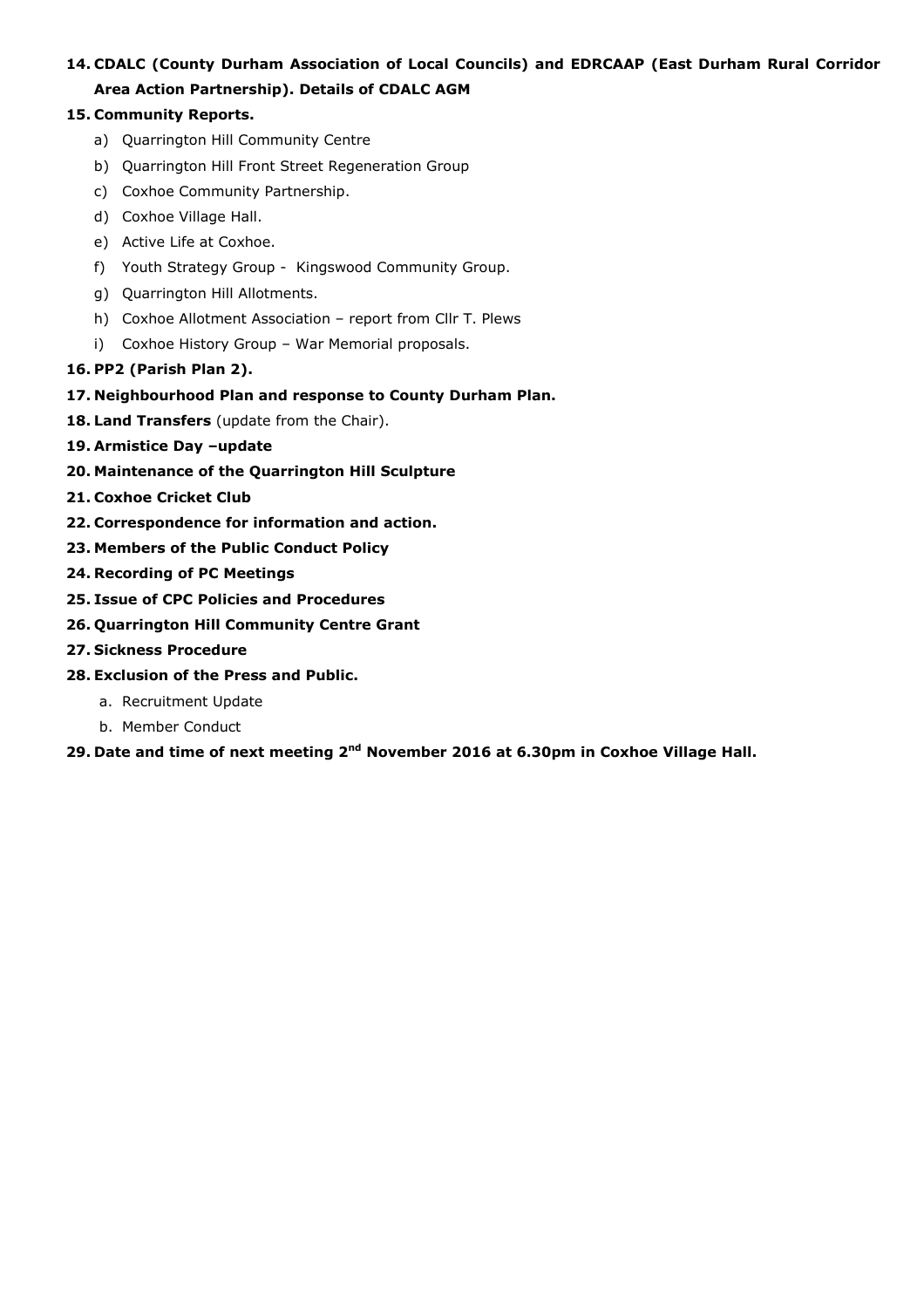14. **CDALC (County Durham Association of Local Councils) and EDRCAAP (East Durham Rural Corridor Area Action Partnership). Details of CDALC AGM**
15. **Community Reports.**
    a) Quarrington Hill Community Centre
    b) Quarrington Hill Front Street Regeneration Group
    c) Coxhoe Community Partnership.
    d) Coxhoe Village Hall.
    e) Active Life at Coxhoe.
    f) Youth Strategy Group - Kingswood Community Group.
    g) Quarrington Hill Allotments.
    h) Coxhoe Allotment Association – report from Cllr T. Plews
    i) Coxhoe History Group – War Memorial proposals.
16. **PP2 (Parish Plan 2).**
17. **Neighbourhood Plan and response to County Durham Plan.**
18. **Land Transfers** (update from the Chair).
19. **Armistice Day –update**
20. **Maintenance of the Quarrington Hill Sculpture**
21. **Coxhoe Cricket Club**
22. **Correspondence for information and action.**
23. **Members of the Public Conduct Policy**
24. **Recording of PC Meetings**
25. **Issue of CPC Policies and Procedures**
26. **Quarrington Hill Community Centre Grant**
27. **Sickness Procedure**
28. **Exclusion of the Press and Public.**
    a. Recruitment Update
    b. Member Conduct
29. **Date and time of next meeting 2nd November 2016 at 6.30pm in Coxhoe Village Hall.**